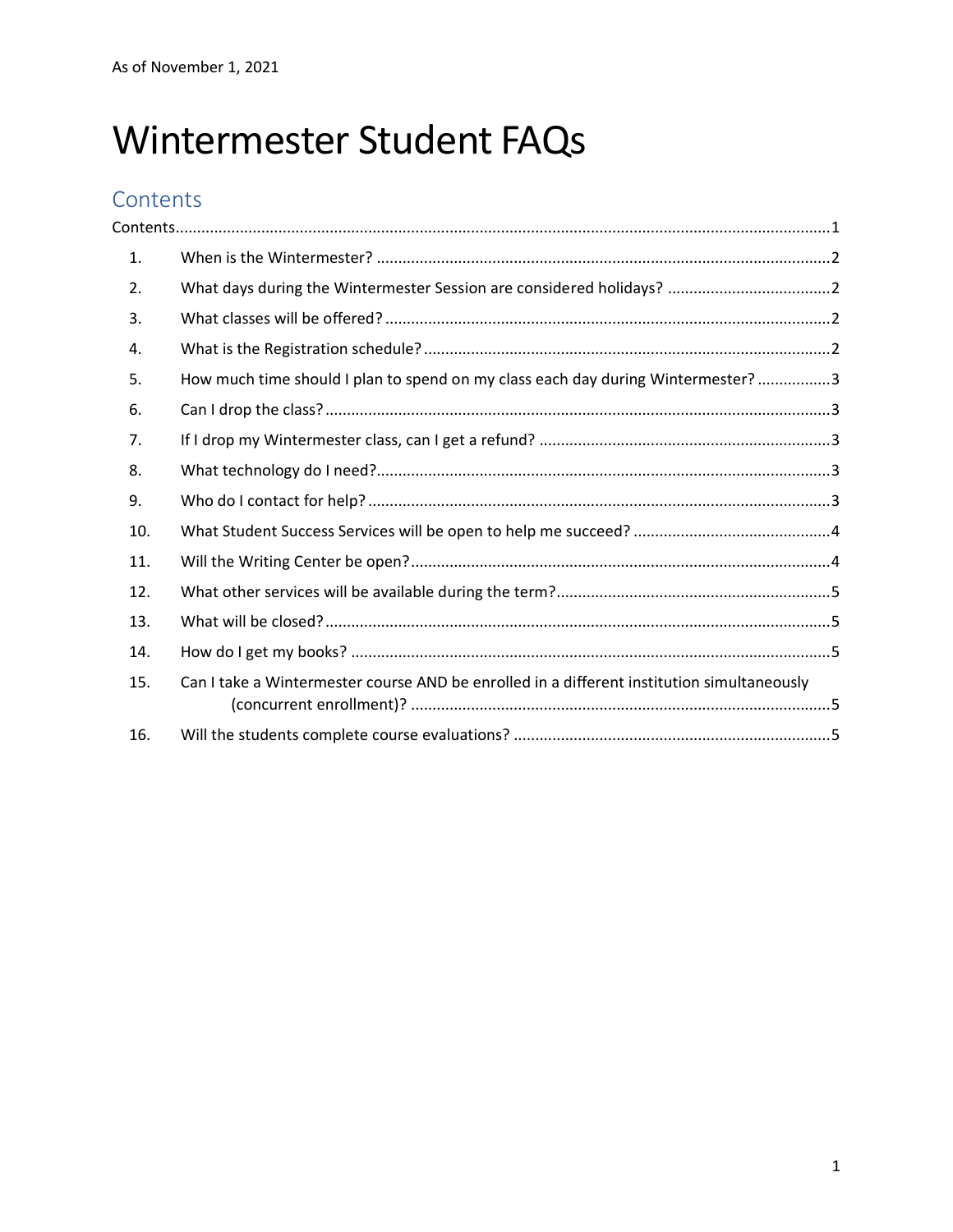As of November 1, 2021

# Wintermester Student FAQs

## Contents

Contents ....... 1

1. When is the Wintermester? ....... 2
2. What days during the Wintermester Session are considered holidays? ....... 2
3. What classes will be offered? ....... 2
4. What is the Registration schedule? ....... 2
5. How much time should I plan to spend on my class each day during Wintermester? ....... 3
6. Can I drop the class? ....... 3
7. If I drop my Wintermester class, can I get a refund? ....... 3
8. What technology do I need? ....... 3
9. Who do I contact for help? ....... 3
10. What Student Success Services will be open to help me succeed? ....... 4
11. Will the Writing Center be open? ....... 4
12. What other services will be available during the term? ....... 5
13. What will be closed? ....... 5
14. How do I get my books? ....... 5
15. Can I take a Wintermester course AND be enrolled in a different institution simultaneously (concurrent enrollment)? ....... 5
16. Will the students complete course evaluations? ....... 5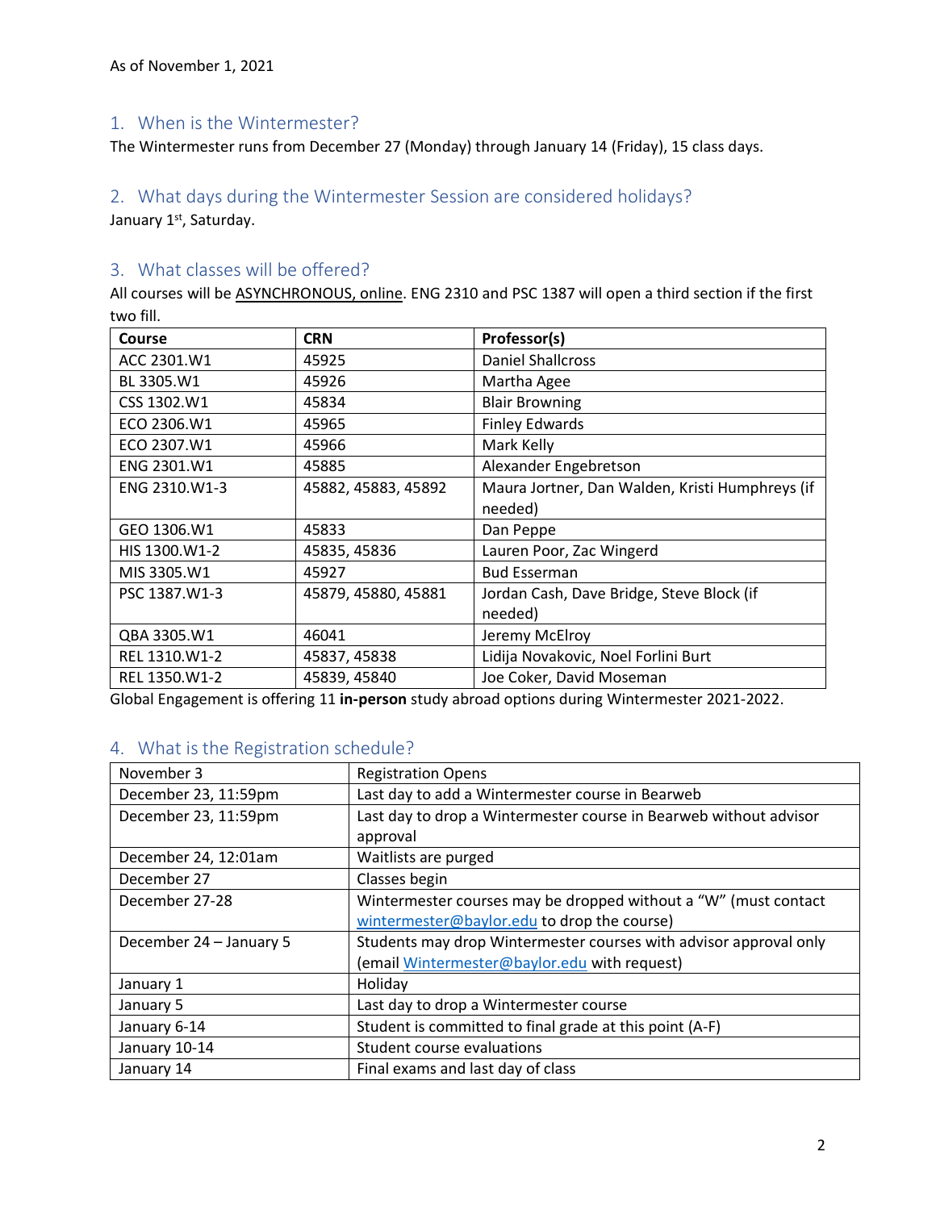As of November 1, 2021

## 1. When is the Wintermester?

The Wintermester runs from December 27 (Monday) through January 14 (Friday), 15 class days.

## 2. What days during the Wintermester Session are considered holidays?

January 1st, Saturday.

## 3. What classes will be offered?

All courses will be ASYNCHRONOUS, online. ENG 2310 and PSC 1387 will open a third section if the first two fill.

| Course | CRN | Professor(s) |
|---|---|---|
| ACC 2301.W1 | 45925 | Daniel Shallcross |
| BL 3305.W1 | 45926 | Martha Agee |
| CSS 1302.W1 | 45834 | Blair Browning |
| ECO 2306.W1 | 45965 | Finley Edwards |
| ECO 2307.W1 | 45966 | Mark Kelly |
| ENG 2301.W1 | 45885 | Alexander Engebretson |
| ENG 2310.W1-3 | 45882, 45883, 45892 | Maura Jortner, Dan Walden, Kristi Humphreys (if needed) |
| GEO 1306.W1 | 45833 | Dan Peppe |
| HIS 1300.W1-2 | 45835, 45836 | Lauren Poor, Zac Wingerd |
| MIS 3305.W1 | 45927 | Bud Esserman |
| PSC 1387.W1-3 | 45879, 45880, 45881 | Jordan Cash, Dave Bridge, Steve Block (if needed) |
| QBA 3305.W1 | 46041 | Jeremy McElroy |
| REL 1310.W1-2 | 45837, 45838 | Lidija Novakovic, Noel Forlini Burt |
| REL 1350.W1-2 | 45839, 45840 | Joe Coker, David Moseman |

Global Engagement is offering 11 **in-person** study abroad options during Wintermester 2021-2022.

## 4. What is the Registration schedule?

| | |
|---|---|
| November 3 | Registration Opens |
| December 23, 11:59pm | Last day to add a Wintermester course in Bearweb |
| December 23, 11:59pm | Last day to drop a Wintermester course in Bearweb without advisor approval |
| December 24, 12:01am | Waitlists are purged |
| December 27 | Classes begin |
| December 27-28 | Wintermester courses may be dropped without a "W" (must contact wintermester@baylor.edu to drop the course) |
| December 24 – January 5 | Students may drop Wintermester courses with advisor approval only (email Wintermester@baylor.edu with request) |
| January 1 | Holiday |
| January 5 | Last day to drop a Wintermester course |
| January 6-14 | Student is committed to final grade at this point (A-F) |
| January 10-14 | Student course evaluations |
| January 14 | Final exams and last day of class |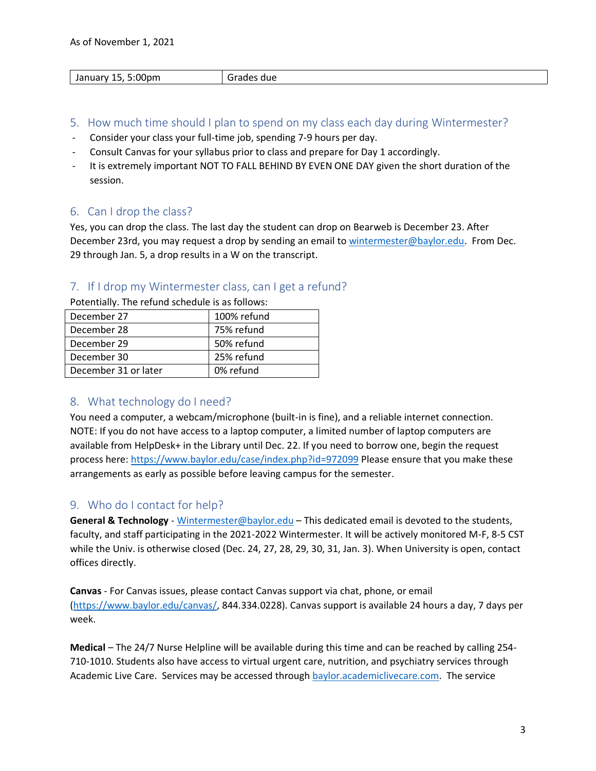As of November 1, 2021

| January 15, 5:00pm | Grades due |
|---|---|

## 5. How much time should I plan to spend on my class each day during Wintermester?

- Consider your class your full-time job, spending 7-9 hours per day.
- Consult Canvas for your syllabus prior to class and prepare for Day 1 accordingly.
- It is extremely important NOT TO FALL BEHIND BY EVEN ONE DAY given the short duration of the session.

## 6. Can I drop the class?

Yes, you can drop the class. The last day the student can drop on Bearweb is December 23. After December 23rd, you may request a drop by sending an email to wintermester@baylor.edu. From Dec. 29 through Jan. 5, a drop results in a W on the transcript.

## 7. If I drop my Wintermester class, can I get a refund?

Potentially. The refund schedule is as follows:

| December 27 | 100% refund |
|---|---|
| December 28 | 75% refund |
| December 29 | 50% refund |
| December 30 | 25% refund |
| December 31 or later | 0% refund |

## 8. What technology do I need?

You need a computer, a webcam/microphone (built-in is fine), and a reliable internet connection. NOTE: If you do not have access to a laptop computer, a limited number of laptop computers are available from HelpDesk+ in the Library until Dec. 22. If you need to borrow one, begin the request process here: https://www.baylor.edu/case/index.php?id=972099 Please ensure that you make these arrangements as early as possible before leaving campus for the semester.

## 9. Who do I contact for help?

**General & Technology** - Wintermester@baylor.edu – This dedicated email is devoted to the students, faculty, and staff participating in the 2021-2022 Wintermester. It will be actively monitored M-F, 8-5 CST while the Univ. is otherwise closed (Dec. 24, 27, 28, 29, 30, 31, Jan. 3). When University is open, contact offices directly.

**Canvas** - For Canvas issues, please contact Canvas support via chat, phone, or email (https://www.baylor.edu/canvas/, 844.334.0228). Canvas support is available 24 hours a day, 7 days per week.

**Medical** – The 24/7 Nurse Helpline will be available during this time and can be reached by calling 254-710-1010. Students also have access to virtual urgent care, nutrition, and psychiatry services through Academic Live Care. Services may be accessed through baylor.academiclivecare.com. The service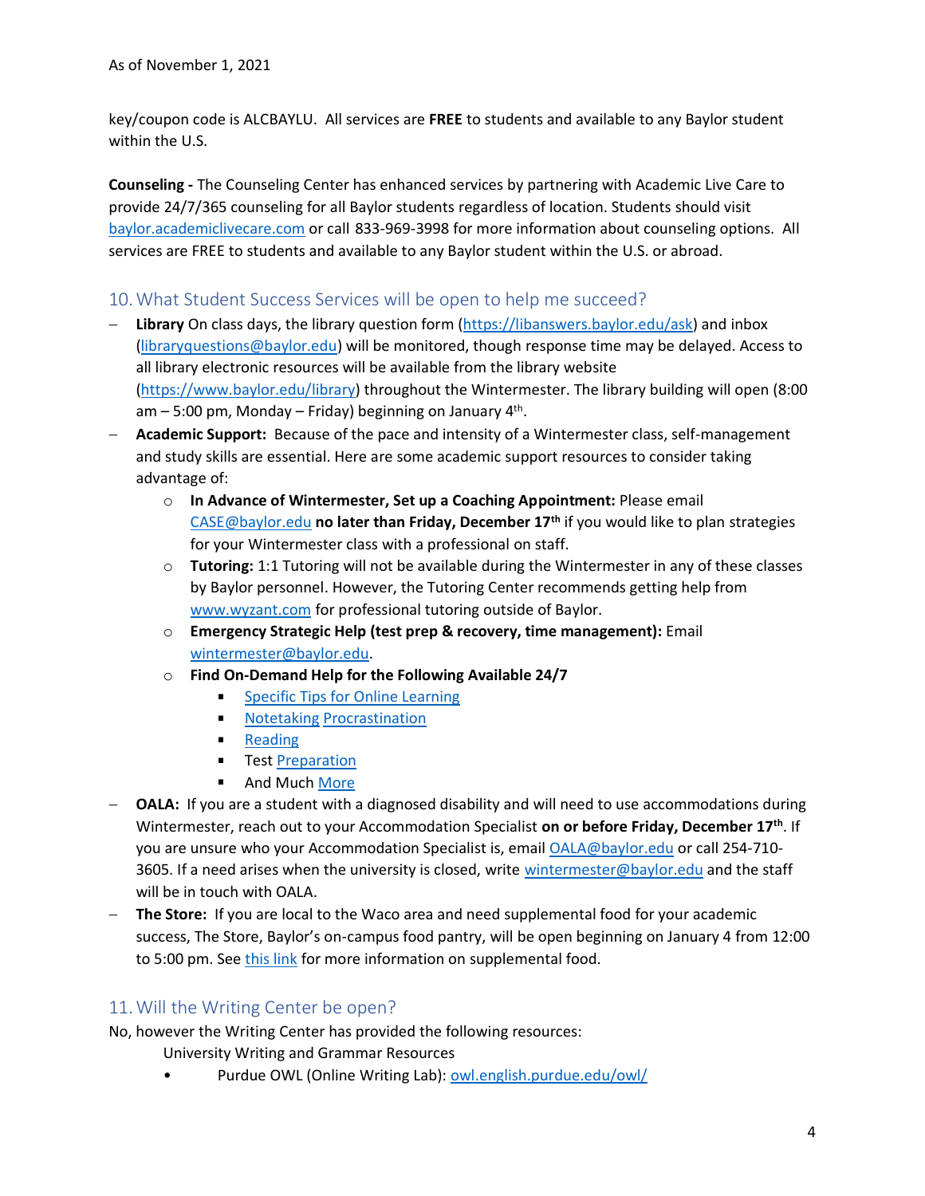key/coupon code is ALCBAYLU. All services are **FREE** to students and available to any Baylor student within the U.S.

**Counseling -** The Counseling Center has enhanced services by partnering with Academic Live Care to provide 24/7/365 counseling for all Baylor students regardless of location. Students should visit baylor.academiclivecare.com or call 833-969-3998 for more information about counseling options. All services are FREE to students and available to any Baylor student within the U.S. or abroad.

## 10. What Student Success Services will be open to help me succeed?

- **Library** On class days, the library question form (https://libanswers.baylor.edu/ask) and inbox (libraryquestions@baylor.edu) will be monitored, though response time may be delayed. Access to all library electronic resources will be available from the library website (https://www.baylor.edu/library) throughout the Wintermester. The library building will open (8:00 am – 5:00 pm, Monday – Friday) beginning on January 4th.
- **Academic Support:** Because of the pace and intensity of a Wintermester class, self-management and study skills are essential. Here are some academic support resources to consider taking advantage of:
  - **In Advance of Wintermester, Set up a Coaching Appointment:** Please email CASE@baylor.edu **no later than Friday, December 17th** if you would like to plan strategies for your Wintermester class with a professional on staff.
  - **Tutoring:** 1:1 Tutoring will not be available during the Wintermester in any of these classes by Baylor personnel. However, the Tutoring Center recommends getting help from www.wyzant.com for professional tutoring outside of Baylor.
  - **Emergency Strategic Help (test prep & recovery, time management):** Email wintermester@baylor.edu.
  - **Find On-Demand Help for the Following Available 24/7**
    - Specific Tips for Online Learning
    - Notetaking Procrastination
    - Reading
    - Test Preparation
    - And Much More
- **OALA:** If you are a student with a diagnosed disability and will need to use accommodations during Wintermester, reach out to your Accommodation Specialist **on or before Friday, December 17th**. If you are unsure who your Accommodation Specialist is, email OALA@baylor.edu or call 254-710-3605. If a need arises when the university is closed, write wintermester@baylor.edu and the staff will be in touch with OALA.
- **The Store:** If you are local to the Waco area and need supplemental food for your academic success, The Store, Baylor's on-campus food pantry, will be open beginning on January 4 from 12:00 to 5:00 pm. See this link for more information on supplemental food.

## 11. Will the Writing Center be open?

No, however the Writing Center has provided the following resources:

University Writing and Grammar Resources

- Purdue OWL (Online Writing Lab): owl.english.purdue.edu/owl/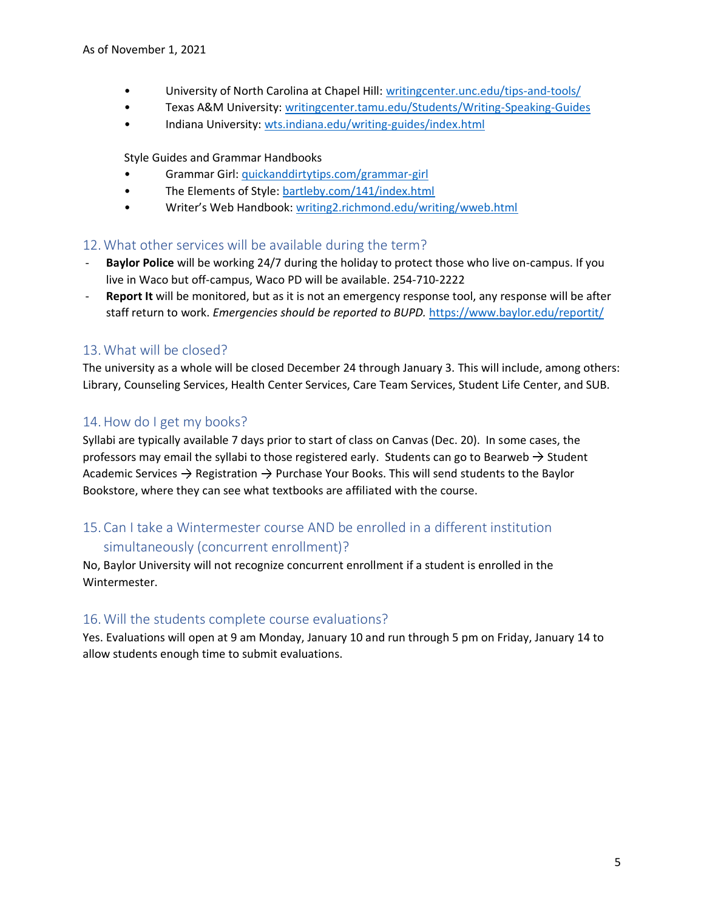As of November 1, 2021

- University of North Carolina at Chapel Hill: [writingcenter.unc.edu/tips-and-tools/](writingcenter.unc.edu/tips-and-tools/)
- Texas A&M University: [writingcenter.tamu.edu/Students/Writing-Speaking-Guides](writingcenter.tamu.edu/Students/Writing-Speaking-Guides)
- Indiana University: [wts.indiana.edu/writing-guides/index.html](wts.indiana.edu/writing-guides/index.html)

Style Guides and Grammar Handbooks

- Grammar Girl: [quickanddirtytips.com/grammar-girl](quickanddirtytips.com/grammar-girl)
- The Elements of Style: [bartleby.com/141/index.html](bartleby.com/141/index.html)
- Writer's Web Handbook: [writing2.richmond.edu/writing/wweb.html](writing2.richmond.edu/writing/wweb.html)

## 12. What other services will be available during the term?

- **Baylor Police** will be working 24/7 during the holiday to protect those who live on-campus. If you live in Waco but off-campus, Waco PD will be available. 254-710-2222
- **Report It** will be monitored, but as it is not an emergency response tool, any response will be after staff return to work. *Emergencies should be reported to BUPD.* [https://www.baylor.edu/reportit/](https://www.baylor.edu/reportit/)

## 13. What will be closed?

The university as a whole will be closed December 24 through January 3. This will include, among others: Library, Counseling Services, Health Center Services, Care Team Services, Student Life Center, and SUB.

## 14. How do I get my books?

Syllabi are typically available 7 days prior to start of class on Canvas (Dec. 20). In some cases, the professors may email the syllabi to those registered early. Students can go to Bearweb → Student Academic Services → Registration → Purchase Your Books. This will send students to the Baylor Bookstore, where they can see what textbooks are affiliated with the course.

## 15. Can I take a Wintermester course AND be enrolled in a different institution simultaneously (concurrent enrollment)?

No, Baylor University will not recognize concurrent enrollment if a student is enrolled in the Wintermester.

## 16. Will the students complete course evaluations?

Yes. Evaluations will open at 9 am Monday, January 10 and run through 5 pm on Friday, January 14 to allow students enough time to submit evaluations.